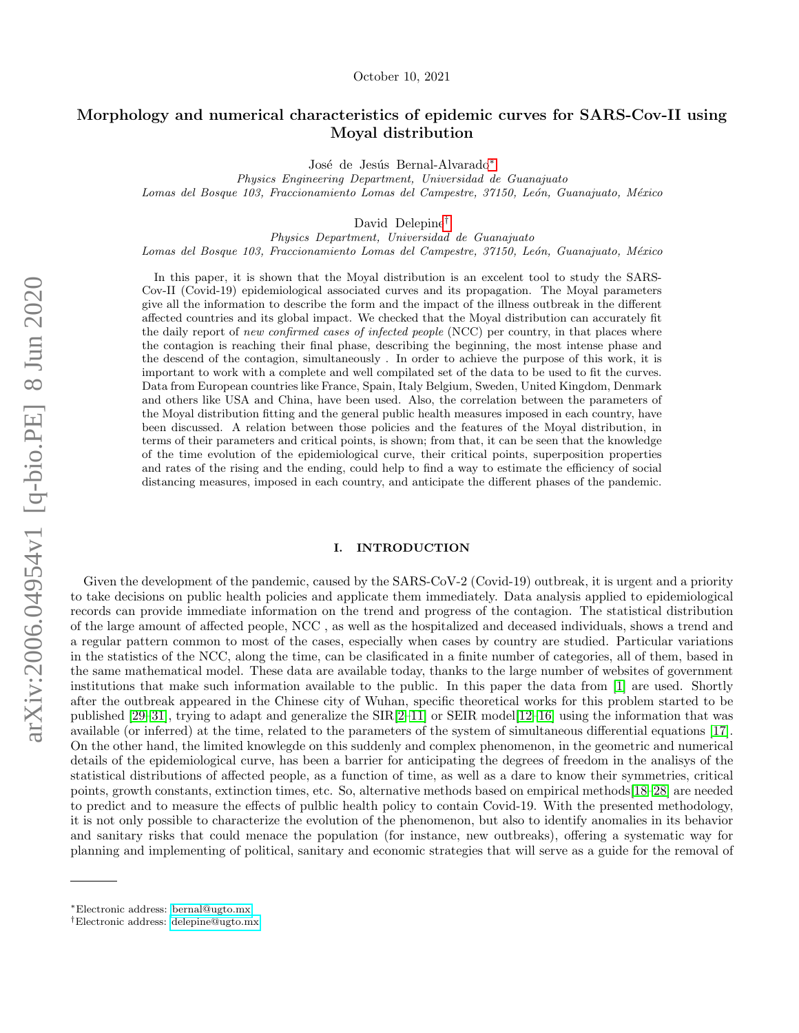October 10, 2021

# Morphology and numerical characteristics of epidemic curves for SARS-Cov-II using Moyal distribution

José de Jesús Bernal-Alvarado*

*Physics Engineering Department, Universidad de Guanajuato*
*Lomas del Bosque 103, Fraccionamiento Lomas del Campestre, 37150, León, Guanajuato, México*

David Delepine†

*Physics Department, Universidad de Guanajuato*
*Lomas del Bosque 103, Fraccionamiento Lomas del Campestre, 37150, León, Guanajuato, México*

In this paper, it is shown that the Moyal distribution is an excelent tool to study the SARS-Cov-II (Covid-19) epidemiological associated curves and its propagation. The Moyal parameters give all the information to describe the form and the impact of the illness outbreak in the different affected countries and its global impact. We checked that the Moyal distribution can accurately fit the daily report of *new confirmed cases of infected people* (NCC) per country, in that places where the contagion is reaching their final phase, describing the beginning, the most intense phase and the descend of the contagion, simultaneously . In order to achieve the purpose of this work, it is important to work with a complete and well compilated set of the data to be used to fit the curves. Data from European countries like France, Spain, Italy Belgium, Sweden, United Kingdom, Denmark and others like USA and China, have been used. Also, the correlation between the parameters of the Moyal distribution fitting and the general public health measures imposed in each country, have been discussed. A relation between those policies and the features of the Moyal distribution, in terms of their parameters and critical points, is shown; from that, it can be seen that the knowledge of the time evolution of the epidemiological curve, their critical points, superposition properties and rates of the rising and the ending, could help to find a way to estimate the efficiency of social distancing measures, imposed in each country, and anticipate the different phases of the pandemic.

## I. INTRODUCTION

Given the development of the pandemic, caused by the SARS-CoV-2 (Covid-19) outbreak, it is urgent and a priority to take decisions on public health policies and applicate them immediately. Data analysis applied to epidemiological records can provide immediate information on the trend and progress of the contagion. The statistical distribution of the large amount of affected people, NCC , as well as the hospitalized and deceased individuals, shows a trend and a regular pattern common to most of the cases, especially when cases by country are studied. Particular variations in the statistics of the NCC, along the time, can be clasificated in a finite number of categories, all of them, based in the same mathematical model. These data are available today, thanks to the large number of websites of government institutions that make such information available to the public. In this paper the data from [1] are used. Shortly after the outbreak appeared in the Chinese city of Wuhan, specific theoretical works for this problem started to be published [29–31], trying to adapt and generalize the SIR[2–11] or SEIR model[12–16] using the information that was available (or inferred) at the time, related to the parameters of the system of simultaneous differential equations [17]. On the other hand, the limited knowlegde on this suddenly and complex phenomenon, in the geometric and numerical details of the epidemiological curve, has been a barrier for anticipating the degrees of freedom in the analisys of the statistical distributions of affected people, as a function of time, as well as a dare to know their symmetries, critical points, growth constants, extinction times, etc. So, alternative methods based on empirical methods[18–28] are needed to predict and to measure the effects of pulblic health policy to contain Covid-19. With the presented methodology, it is not only possible to characterize the evolution of the phenomenon, but also to identify anomalies in its behavior and sanitary risks that could menace the population (for instance, new outbreaks), offering a systematic way for planning and implementing of political, sanitary and economic strategies that will serve as a guide for the removal of

*Electronic address: bernal@ugto.mx
†Electronic address: delepine@ugto.mx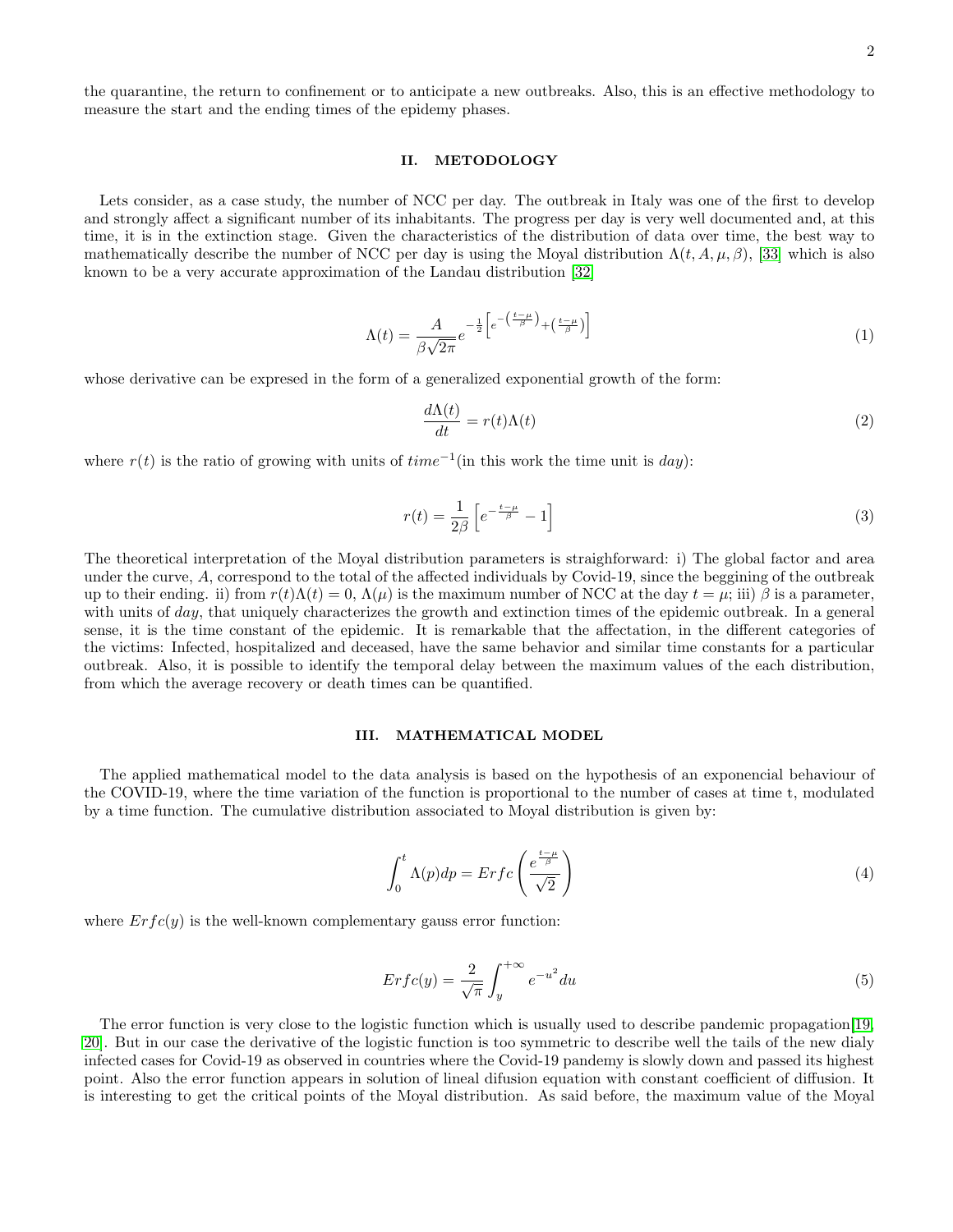the quarantine, the return to confinement or to anticipate a new outbreaks. Also, this is an effective methodology to measure the start and the ending times of the epidemy phases.

## II. METODOLOGY

Lets consider, as a case study, the number of NCC per day. The outbreak in Italy was one of the first to develop and strongly affect a significant number of its inhabitants. The progress per day is very well documented and, at this time, it is in the extinction stage. Given the characteristics of the distribution of data over time, the best way to mathematically describe the number of NCC per day is using the Moyal distribution $\Lambda(t, A, \mu, \beta)$, [33] which is also known to be a very accurate approximation of the Landau distribution [32]

$$\Lambda(t) = \frac{A}{\beta\sqrt{2\pi}} e^{-\frac{1}{2}\left[e^{-\left(\frac{t-\mu}{\beta}\right)} + \left(\frac{t-\mu}{\beta}\right)\right]} \tag{1}$$

whose derivative can be expresed in the form of a generalized exponential growth of the form:

$$\frac{d\Lambda(t)}{dt} = r(t)\Lambda(t) \tag{2}$$

where $r(t)$ is the ratio of growing with units of $time^{-1}$(in this work the time unit is $day$):

$$r(t) = \frac{1}{2\beta}\left[e^{-\frac{t-\mu}{\beta}} - 1\right] \tag{3}$$

The theoretical interpretation of the Moyal distribution parameters is straighforward: i) The global factor and area under the curve, $A$, correspond to the total of the affected individuals by Covid-19, since the beggining of the outbreak up to their ending. ii) from $r(t)\Lambda(t) = 0$, $\Lambda(\mu)$ is the maximum number of NCC at the day $t = \mu$; iii) $\beta$ is a parameter, with units of $day$, that uniquely characterizes the growth and extinction times of the epidemic outbreak. In a general sense, it is the time constant of the epidemic. It is remarkable that the affectation, in the different categories of the victims: Infected, hospitalized and deceased, have the same behavior and similar time constants for a particular outbreak. Also, it is possible to identify the temporal delay between the maximum values of the each distribution, from which the average recovery or death times can be quantified.

## III. MATHEMATICAL MODEL

The applied mathematical model to the data analysis is based on the hypothesis of an exponencial behaviour of the COVID-19, where the time variation of the function is proportional to the number of cases at time t, modulated by a time function. The cumulative distribution associated to Moyal distribution is given by:

$$\int_0^t \Lambda(p)dp = Erfc\left(\frac{e^{\frac{t-\mu}{\beta}}}{\sqrt{2}}\right) \tag{4}$$

where $Erfc(y)$ is the well-known complementary gauss error function:

$$Erfc(y) = \frac{2}{\sqrt{\pi}}\int_y^{+\infty} e^{-u^2}du \tag{5}$$

The error function is very close to the logistic function which is usually used to describe pandemic propagation[19, 20]. But in our case the derivative of the logistic function is too symmetric to describe well the tails of the new dialy infected cases for Covid-19 as observed in countries where the Covid-19 pandemy is slowly down and passed its highest point. Also the error function appears in solution of lineal difusion equation with constant coefficient of diffusion. It is interesting to get the critical points of the Moyal distribution. As said before, the maximum value of the Moyal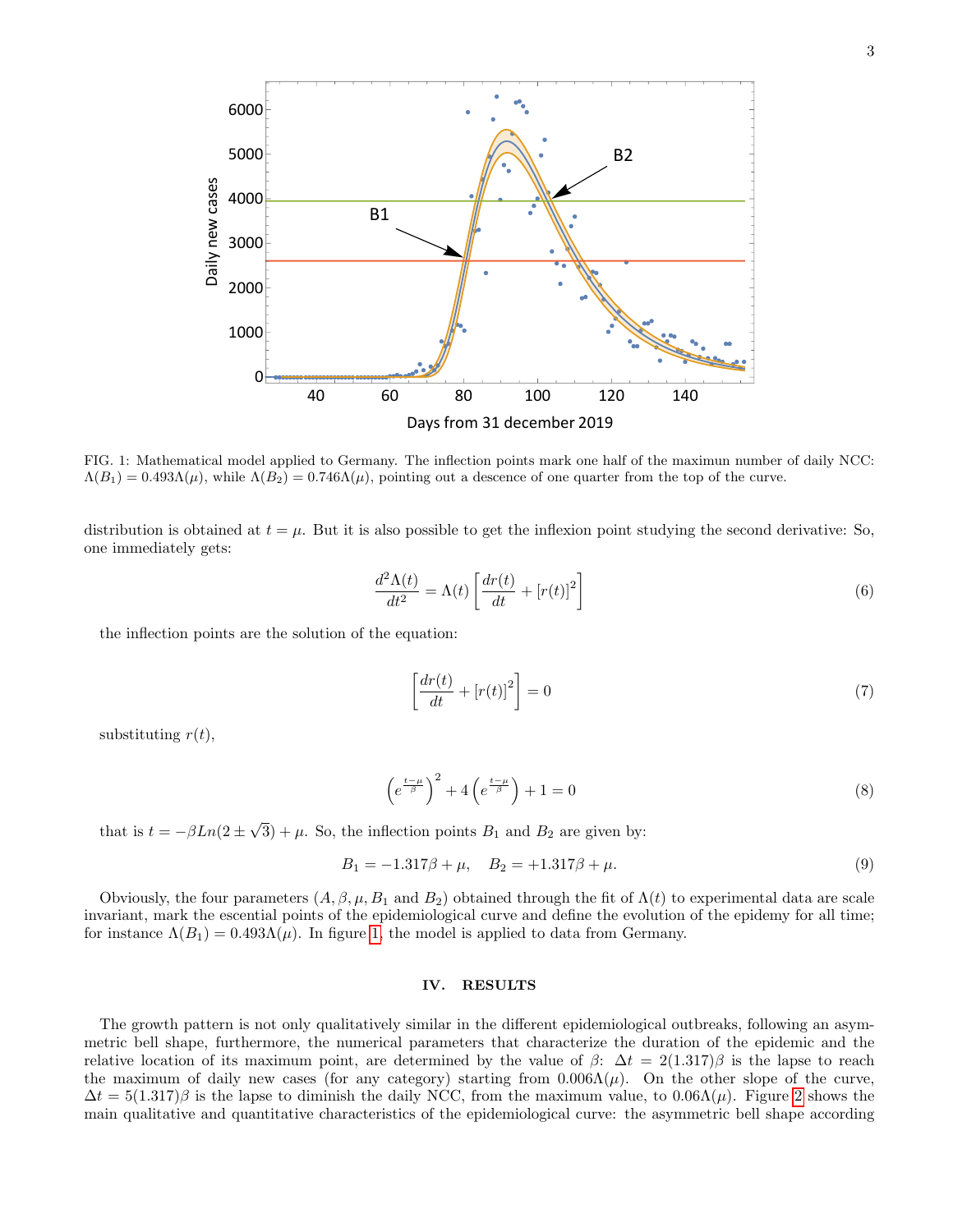FIG. 1: Mathematical model applied to Germany. The inflection points mark one half of the maximun number of daily NCC: $\Lambda(B_1) = 0.493\Lambda(\mu)$, while $\Lambda(B_2) = 0.746\Lambda(\mu)$, pointing out a descence of one quarter from the top of the curve.

distribution is obtained at $t = \mu$. But it is also possible to get the inflexion point studying the second derivative: So, one immediately gets:

$$\frac{d^2\Lambda(t)}{dt^2} = \Lambda(t)\left[\frac{dr(t)}{dt} + [r(t)]^2\right] \tag{6}$$

the inflection points are the solution of the equation:

$$\left[\frac{dr(t)}{dt} + [r(t)]^2\right] = 0 \tag{7}$$

substituting $r(t)$,

$$\left(e^{\frac{t-\mu}{\beta}}\right)^2 + 4\left(e^{\frac{t-\mu}{\beta}}\right) + 1 = 0 \tag{8}$$

that is $t = -\beta Ln(2 \pm \sqrt{3}) + \mu$. So, the inflection points $B_1$ and $B_2$ are given by:

$$B_1 = -1.317\beta + \mu, \quad B_2 = +1.317\beta + \mu. \tag{9}$$

Obviously, the four parameters ($A, \beta, \mu, B_1$ and $B_2$) obtained through the fit of $\Lambda(t)$ to experimental data are scale invariant, mark the escential points of the epidemiological curve and define the evolution of the epidemy for all time; for instance $\Lambda(B_1) = 0.493\Lambda(\mu)$. In figure 1, the model is applied to data from Germany.

## IV. RESULTS

The growth pattern is not only qualitatively similar in the different epidemiological outbreaks, following an asymmetric bell shape, furthermore, the numerical parameters that characterize the duration of the epidemic and the relative location of its maximum point, are determined by the value of $\beta$: $\Delta t = 2(1.317)\beta$ is the lapse to reach the maximum of daily new cases (for any category) starting from $0.006\Lambda(\mu)$. On the other slope of the curve, $\Delta t = 5(1.317)\beta$ is the lapse to diminish the daily NCC, from the maximum value, to $0.06\Lambda(\mu)$. Figure 2 shows the main qualitative and quantitative characteristics of the epidemiological curve: the asymmetric bell shape according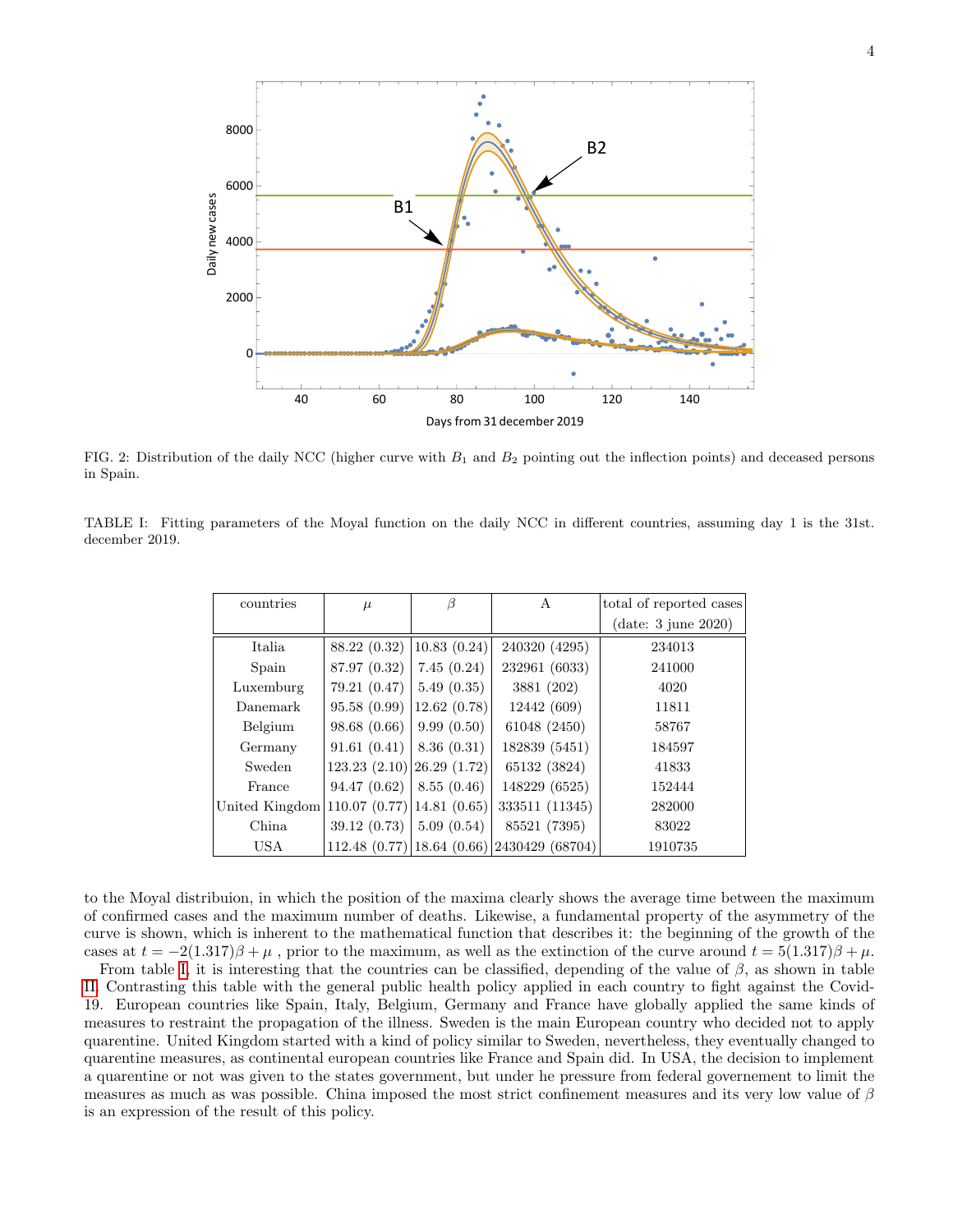FIG. 2: Distribution of the daily NCC (higher curve with $B_1$ and $B_2$ pointing out the inflection points) and deceased persons in Spain.

TABLE I: Fitting parameters of the Moyal function on the daily NCC in different countries, assuming day 1 is the 31st. december 2019.

| countries | $\mu$ | $\beta$ | A | total of reported cases (date: 3 june 2020) |
|---|---|---|---|---|
| Italia | 88.22 (0.32) | 10.83 (0.24) | 240320 (4295) | 234013 |
| Spain | 87.97 (0.32) | 7.45 (0.24) | 232961 (6033) | 241000 |
| Luxemburg | 79.21 (0.47) | 5.49 (0.35) | 3881 (202) | 4020 |
| Danemark | 95.58 (0.99) | 12.62 (0.78) | 12442 (609) | 11811 |
| Belgium | 98.68 (0.66) | 9.99 (0.50) | 61048 (2450) | 58767 |
| Germany | 91.61 (0.41) | 8.36 (0.31) | 182839 (5451) | 184597 |
| Sweden | 123.23 (2.10) | 26.29 (1.72) | 65132 (3824) | 41833 |
| France | 94.47 (0.62) | 8.55 (0.46) | 148229 (6525) | 152444 |
| United Kingdom | 110.07 (0.77) | 14.81 (0.65) | 333511 (11345) | 282000 |
| China | 39.12 (0.73) | 5.09 (0.54) | 85521 (7395) | 83022 |
| USA | 112.48 (0.77) | 18.64 (0.66) | 2430429 (68704) | 1910735 |

to the Moyal distribuion, in which the position of the maxima clearly shows the average time between the maximum of confirmed cases and the maximum number of deaths. Likewise, a fundamental property of the asymmetry of the curve is shown, which is inherent to the mathematical function that describes it: the beginning of the growth of the cases at $t = -2(1.317)\beta + \mu$ , prior to the maximum, as well as the extinction of the curve around $t = 5(1.317)\beta + \mu$.

From table I, it is interesting that the countries can be classified, depending of the value of $\beta$, as shown in table II. Contrasting this table with the general public health policy applied in each country to fight against the Covid-19. European countries like Spain, Italy, Belgium, Germany and France have globally applied the same kinds of measures to restraint the propagation of the illness. Sweden is the main European country who decided not to apply quarentine. United Kingdom started with a kind of policy similar to Sweden, nevertheless, they eventually changed to quarentine measures, as continental european countries like France and Spain did. In USA, the decision to implement a quarentine or not was given to the states government, but under he pressure from federal governement to limit the measures as much as was possible. China imposed the most strict confinement measures and its very low value of $\beta$ is an expression of the result of this policy.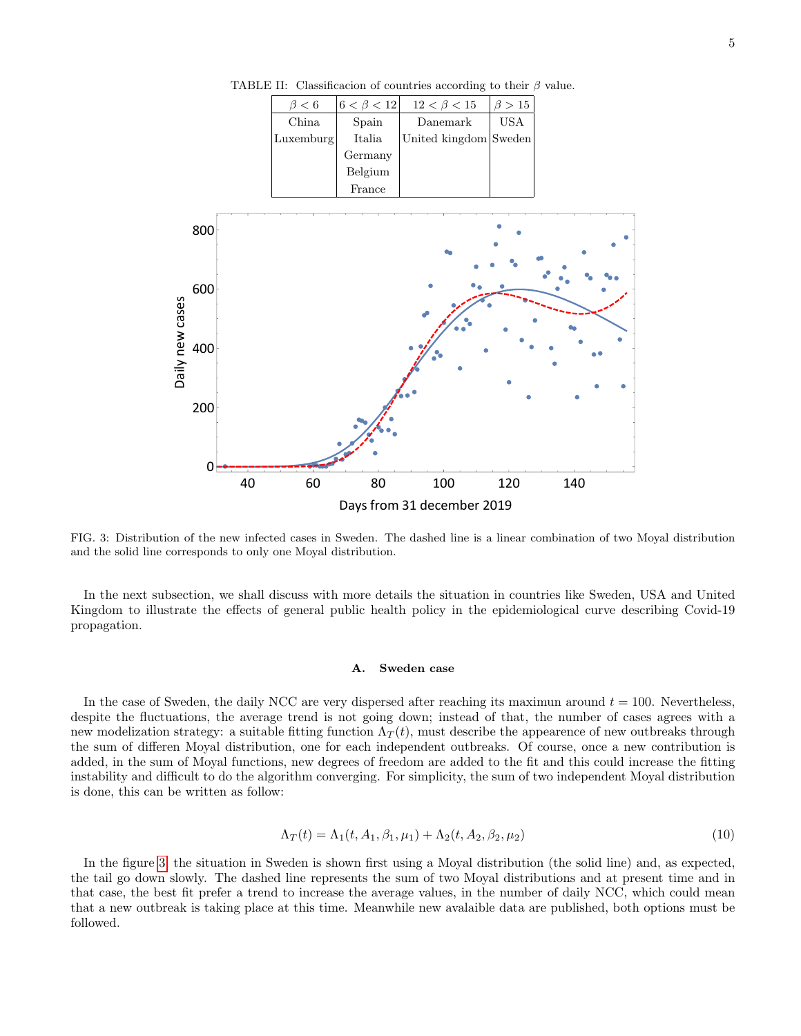TABLE II: Classificacion of countries according to their $\beta$ value.

| $\beta < 6$ | $6 < \beta < 12$ | $12 < \beta < 15$ | $\beta > 15$ |
|---|---|---|---|
| China | Spain | Danemark | USA |
| Luxemburg | Italia | United kingdom | Sweden |
| | Germany | | |
| | Belgium | | |
| | France | | |

FIG. 3: Distribution of the new infected cases in Sweden. The dashed line is a linear combination of two Moyal distribution and the solid line corresponds to only one Moyal distribution.

In the next subsection, we shall discuss with more details the situation in countries like Sweden, USA and United Kingdom to illustrate the effects of general public health policy in the epidemiological curve describing Covid-19 propagation.

### A. Sweden case

In the case of Sweden, the daily NCC are very dispersed after reaching its maximun around $t = 100$. Nevertheless, despite the fluctuations, the average trend is not going down; instead of that, the number of cases agrees with a new modelization strategy: a suitable fitting function $\Lambda_T(t)$, must describe the appearence of new outbreaks through the sum of differen Moyal distribution, one for each independent outbreaks. Of course, once a new contribution is added, in the sum of Moyal functions, new degrees of freedom are added to the fit and this could increase the fitting instability and difficult to do the algorithm converging. For simplicity, the sum of two independent Moyal distribution is done, this can be written as follow:

$$\Lambda_T(t) = \Lambda_1(t, A_1, \beta_1, \mu_1) + \Lambda_2(t, A_2, \beta_2, \mu_2) \tag{10}$$

In the figure 3, the situation in Sweden is shown first using a Moyal distribution (the solid line) and, as expected, the tail go down slowly. The dashed line represents the sum of two Moyal distributions and at present time and in that case, the best fit prefer a trend to increase the average values, in the number of daily NCC, which could mean that a new outbreak is taking place at this time. Meanwhile new avalaible data are published, both options must be followed.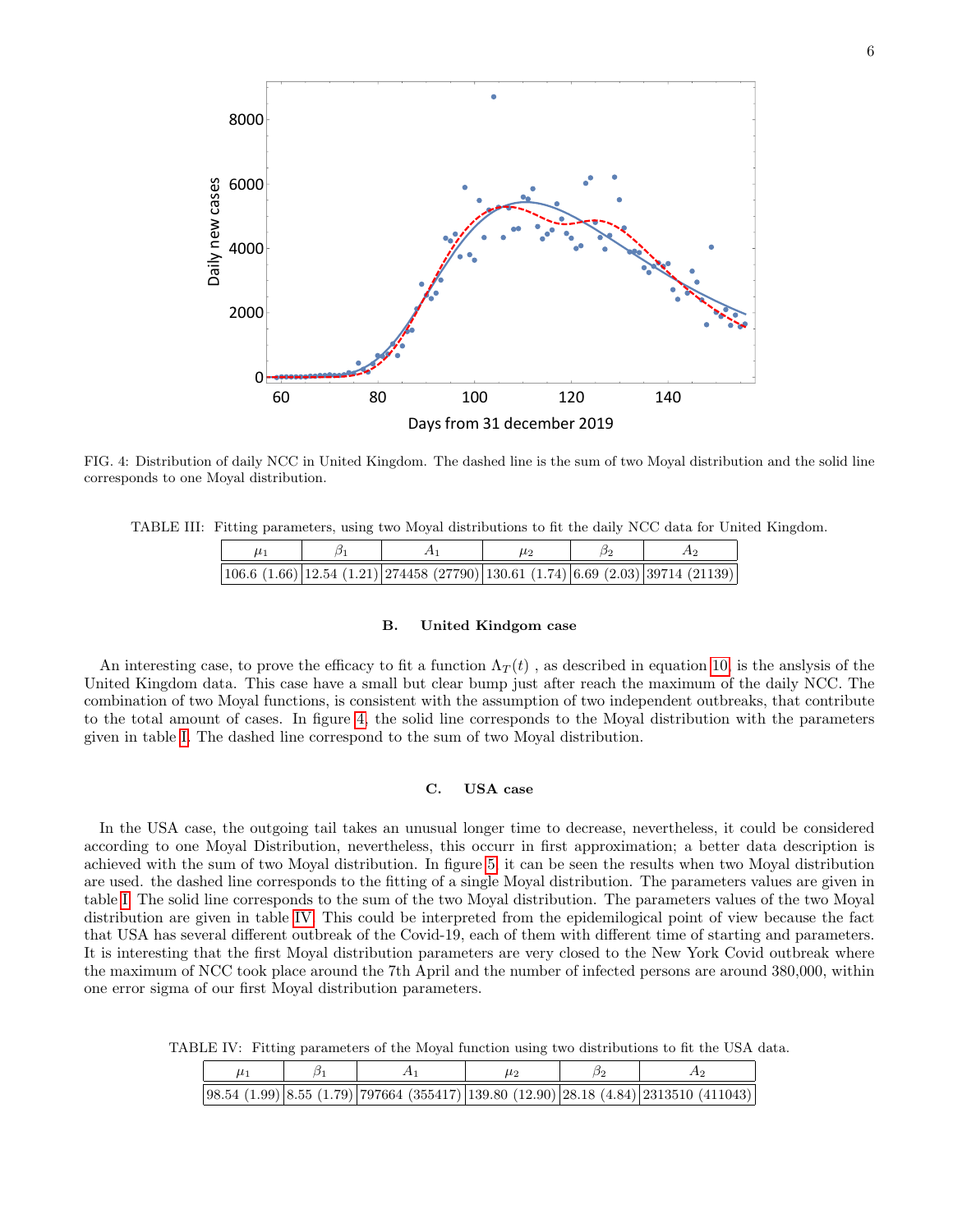FIG. 4: Distribution of daily NCC in United Kingdom. The dashed line is the sum of two Moyal distribution and the solid line corresponds to one Moyal distribution.

TABLE III: Fitting parameters, using two Moyal distributions to fit the daily NCC data for United Kingdom.

| $\mu_1$ | $\beta_1$ | $A_1$ | $\mu_2$ | $\beta_2$ | $A_2$ |
|---|---|---|---|---|---|
| 106.6 (1.66) | 12.54 (1.21) | 274458 (27790) | 130.61 (1.74) | 6.69 (2.03) | 39714 (21139) |

### B. United Kindgom case

An interesting case, to prove the efficacy to fit a function $\Lambda_T(t)$ , as described in equation 10, is the anslysis of the United Kingdom data. This case have a small but clear bump just after reach the maximum of the daily NCC. The combination of two Moyal functions, is consistent with the assumption of two independent outbreaks, that contribute to the total amount of cases. In figure 4, the solid line corresponds to the Moyal distribution with the parameters given in table I. The dashed line correspond to the sum of two Moyal distribution.

### C. USA case

In the USA case, the outgoing tail takes an unusual longer time to decrease, nevertheless, it could be considered according to one Moyal Distribution, nevertheless, this occurr in first approximation; a better data description is achieved with the sum of two Moyal distribution. In figure 5, it can be seen the results when two Moyal distribution are used. the dashed line corresponds to the fitting of a single Moyal distribution. The parameters values are given in table I. The solid line corresponds to the sum of the two Moyal distribution. The parameters values of the two Moyal distribution are given in table IV. This could be interpreted from the epidemilogical point of view because the fact that USA has several different outbreak of the Covid-19, each of them with different time of starting and parameters. It is interesting that the first Moyal distribution parameters are very closed to the New York Covid outbreak where the maximum of NCC took place around the 7th April and the number of infected persons are around 380,000, within one error sigma of our first Moyal distribution parameters.

TABLE IV: Fitting parameters of the Moyal function using two distributions to fit the USA data.

| $\mu_1$ | $\beta_1$ | $A_1$ | $\mu_2$ | $\beta_2$ | $A_2$ |
|---|---|---|---|---|---|
| 98.54 (1.99) | 8.55 (1.79) | 797664 (355417) | 139.80 (12.90) | 28.18 (4.84) | 2313510 (411043) |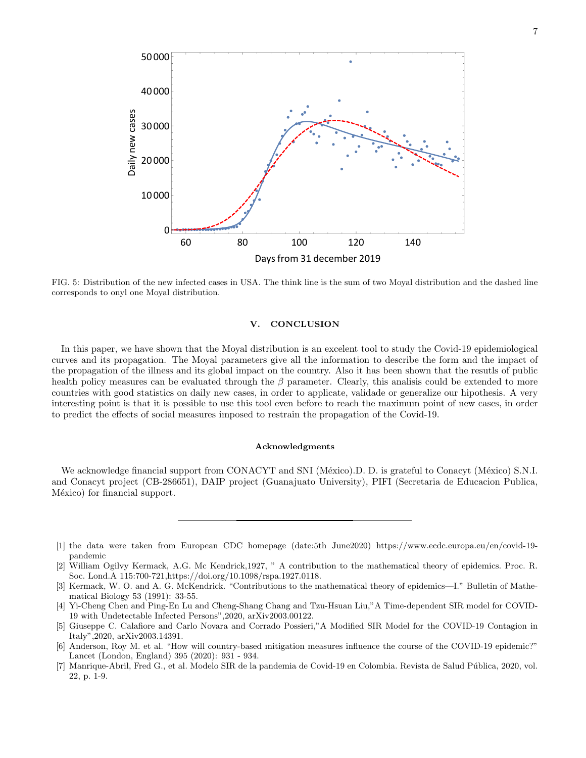FIG. 5: Distribution of the new infected cases in USA. The think line is the sum of two Moyal distribution and the dashed line corresponds to onyl one Moyal distribution.

## V. CONCLUSION

In this paper, we have shown that the Moyal distribution is an excelent tool to study the Covid-19 epidemiological curves and its propagation. The Moyal parameters give all the information to describe the form and the impact of the propagation of the illness and its global impact on the country. Also it has been shown that the resutls of public health policy measures can be evaluated through the $\beta$ parameter. Clearly, this analisis could be extended to more countries with good statistics on daily new cases, in order to applicate, validade or generalize our hipothesis. A very interesting point is that it is possible to use this tool even before to reach the maximum point of new cases, in order to predict the effects of social measures imposed to restrain the propagation of the Covid-19.

### Acknowledgments

We acknowledge financial support from CONACYT and SNI (México).D. D. is grateful to Conacyt (México) S.N.I. and Conacyt project (CB-286651), DAIP project (Guanajuato University), PIFI (Secretaria de Educacion Publica, México) for financial support.

---

[1] the data were taken from European CDC homepage (date:5th June2020) https://www.ecdc.europa.eu/en/covid-19-pandemic

[2] William Ogilvy Kermack, A.G. Mc Kendrick,1927, " A contribution to the mathematical theory of epidemics. Proc. R. Soc. Lond.A 115:700-721,https://doi.org/10.1098/rspa.1927.0118.

[3] Kermack, W. O. and A. G. McKendrick. "Contributions to the mathematical theory of epidemics—I." Bulletin of Mathematical Biology 53 (1991): 33-55.

[4] Yi-Cheng Chen and Ping-En Lu and Cheng-Shang Chang and Tzu-Hsuan Liu,"A Time-dependent SIR model for COVID-19 with Undetectable Infected Persons",2020, arXiv2003.00122.

[5] Giuseppe C. Calafiore and Carlo Novara and Corrado Possieri,"A Modified SIR Model for the COVID-19 Contagion in Italy",2020, arXiv2003.14391.

[6] Anderson, Roy M. et al. "How will country-based mitigation measures influence the course of the COVID-19 epidemic?" Lancet (London, England) 395 (2020): 931 - 934.

[7] Manrique-Abril, Fred G., et al. Modelo SIR de la pandemia de Covid-19 en Colombia. Revista de Salud Pública, 2020, vol. 22, p. 1-9.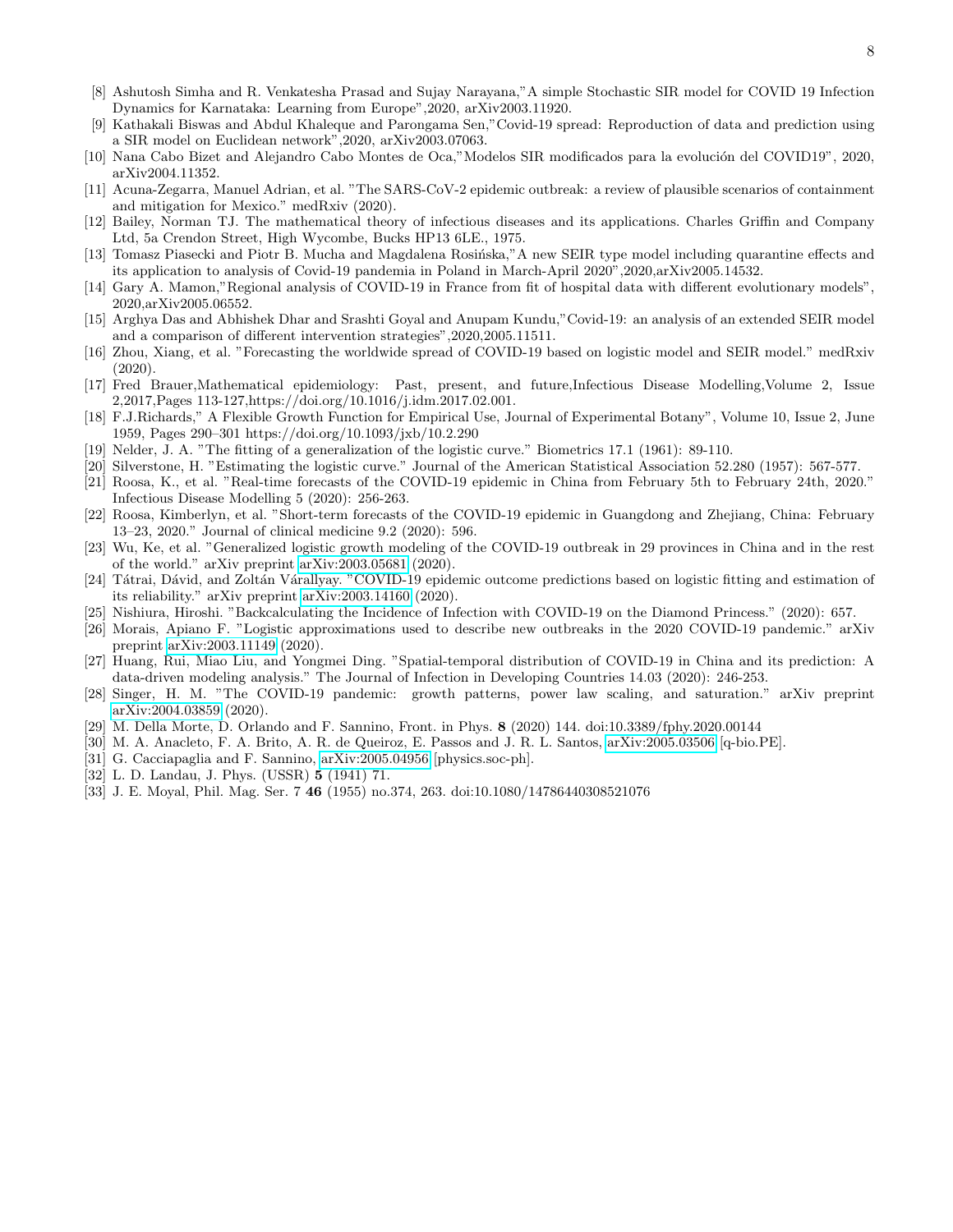[8] Ashutosh Simha and R. Venkatesha Prasad and Sujay Narayana,"A simple Stochastic SIR model for COVID 19 Infection Dynamics for Karnataka: Learning from Europe",2020, arXiv2003.11920.

[9] Kathakali Biswas and Abdul Khaleque and Parongama Sen,"Covid-19 spread: Reproduction of data and prediction using a SIR model on Euclidean network",2020, arXiv2003.07063.

[10] Nana Cabo Bizet and Alejandro Cabo Montes de Oca,"Modelos SIR modificados para la evolución del COVID19", 2020, arXiv2004.11352.

[11] Acuna-Zegarra, Manuel Adrian, et al. "The SARS-CoV-2 epidemic outbreak: a review of plausible scenarios of containment and mitigation for Mexico." medRxiv (2020).

[12] Bailey, Norman TJ. The mathematical theory of infectious diseases and its applications. Charles Griffin and Company Ltd, 5a Crendon Street, High Wycombe, Bucks HP13 6LE., 1975.

[13] Tomasz Piasecki and Piotr B. Mucha and Magdalena Rosińska,"A new SEIR type model including quarantine effects and its application to analysis of Covid-19 pandemia in Poland in March-April 2020",2020,arXiv2005.14532.

[14] Gary A. Mamon,"Regional analysis of COVID-19 in France from fit of hospital data with different evolutionary models", 2020,arXiv2005.06552.

[15] Arghya Das and Abhishek Dhar and Srashti Goyal and Anupam Kundu,"Covid-19: an analysis of an extended SEIR model and a comparison of different intervention strategies",2020,2005.11511.

[16] Zhou, Xiang, et al. "Forecasting the worldwide spread of COVID-19 based on logistic model and SEIR model." medRxiv (2020).

[17] Fred Brauer,Mathematical epidemiology: Past, present, and future,Infectious Disease Modelling,Volume 2, Issue 2,2017,Pages 113-127,https://doi.org/10.1016/j.idm.2017.02.001.

[18] F.J.Richards," A Flexible Growth Function for Empirical Use, Journal of Experimental Botany", Volume 10, Issue 2, June 1959, Pages 290–301 https://doi.org/10.1093/jxb/10.2.290

[19] Nelder, J. A. "The fitting of a generalization of the logistic curve." Biometrics 17.1 (1961): 89-110.

[20] Silverstone, H. "Estimating the logistic curve." Journal of the American Statistical Association 52.280 (1957): 567-577.

[21] Roosa, K., et al. "Real-time forecasts of the COVID-19 epidemic in China from February 5th to February 24th, 2020." Infectious Disease Modelling 5 (2020): 256-263.

[22] Roosa, Kimberlyn, et al. "Short-term forecasts of the COVID-19 epidemic in Guangdong and Zhejiang, China: February 13–23, 2020." Journal of clinical medicine 9.2 (2020): 596.

[23] Wu, Ke, et al. "Generalized logistic growth modeling of the COVID-19 outbreak in 29 provinces in China and in the rest of the world." arXiv preprint arXiv:2003.05681 (2020).

[24] Tátrai, Dávid, and Zoltán Várallyay. "COVID-19 epidemic outcome predictions based on logistic fitting and estimation of its reliability." arXiv preprint arXiv:2003.14160 (2020).

[25] Nishiura, Hiroshi. "Backcalculating the Incidence of Infection with COVID-19 on the Diamond Princess." (2020): 657.

[26] Morais, Apiano F. "Logistic approximations used to describe new outbreaks in the 2020 COVID-19 pandemic." arXiv preprint arXiv:2003.11149 (2020).

[27] Huang, Rui, Miao Liu, and Yongmei Ding. "Spatial-temporal distribution of COVID-19 in China and its prediction: A data-driven modeling analysis." The Journal of Infection in Developing Countries 14.03 (2020): 246-253.

[28] Singer, H. M. "The COVID-19 pandemic: growth patterns, power law scaling, and saturation." arXiv preprint arXiv:2004.03859 (2020).

[29] M. Della Morte, D. Orlando and F. Sannino, Front. in Phys. **8** (2020) 144. doi:10.3389/fphy.2020.00144

[30] M. A. Anacleto, F. A. Brito, A. R. de Queiroz, E. Passos and J. R. L. Santos, arXiv:2005.03506 [q-bio.PE].

[31] G. Cacciapaglia and F. Sannino, arXiv:2005.04956 [physics.soc-ph].

[32] L. D. Landau, J. Phys. (USSR) **5** (1941) 71.

[33] J. E. Moyal, Phil. Mag. Ser. 7 **46** (1955) no.374, 263. doi:10.1080/14786440308521076